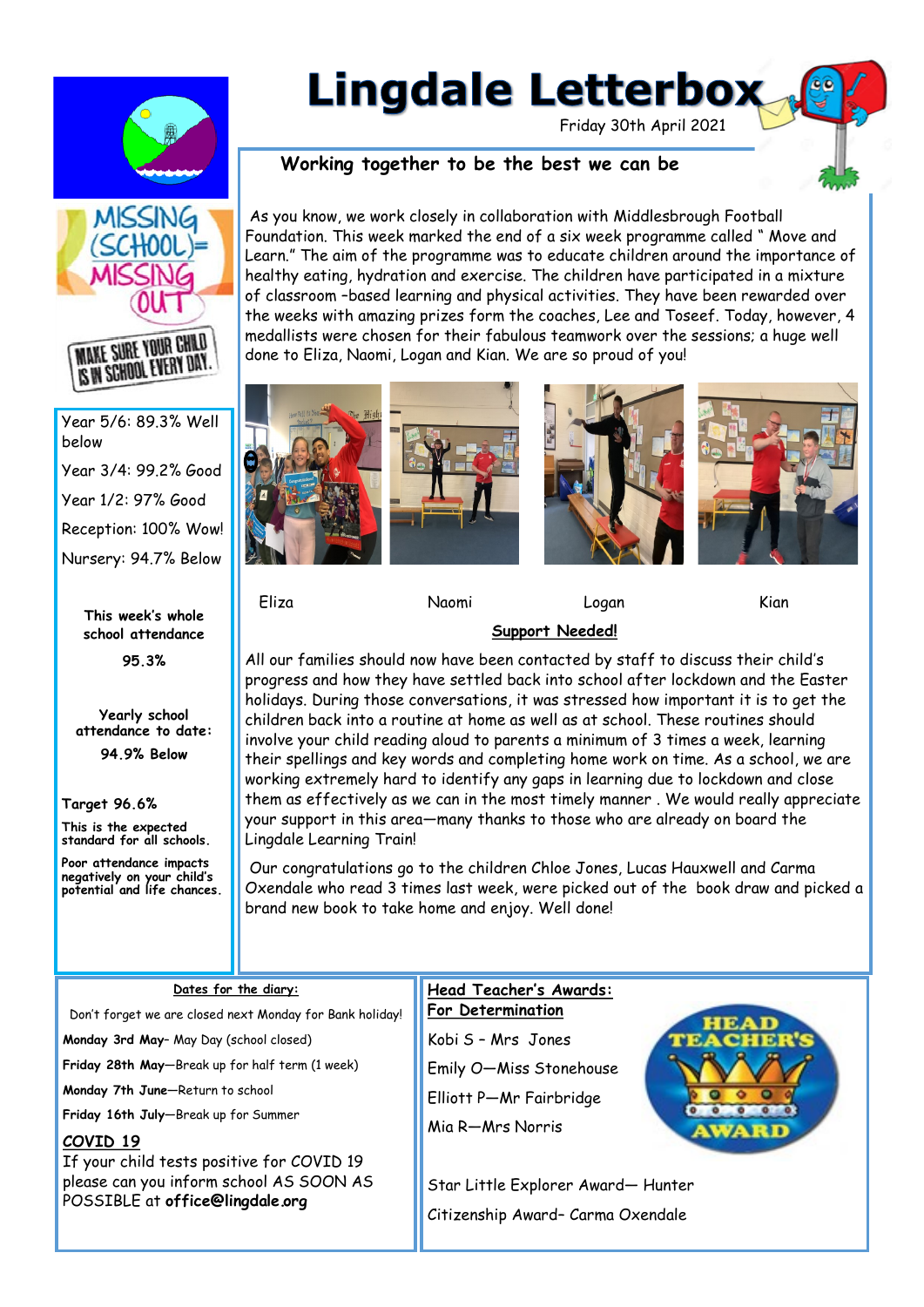# Lingdale Letterbox

Friday 30th April 2021

## Working together to be the best we can be

As you know, we work closely in collaboration with Middlesbrough Football Foundation. This week marked the end of a six week programme called " Move and Learn." The aim of the programme was to educate children around the importance of healthy eating, hydration and exercise. The children have participated in a mixture of classroom –based learning and physical activities. They have been rewarded over the weeks with amazing prizes form the coaches, Lee and Toseef. Today, however, 4 medallists were chosen for their fabulous teamwork over the sessions; a huge well done to Eliza, Naomi, Logan and Kian. We are so proud of you!

Eliza  Naomi  Logan  Kian

### Support Needed!

All our families should now have been contacted by staff to discuss their child's progress and how they have settled back into school after lockdown and the Easter holidays. During those conversations, it was stressed how important it is to get the children back into a routine at home as well as at school. These routines should involve your child reading aloud to parents a minimum of 3 times a week, learning their spellings and key words and completing home work on time. As a school, we are working extremely hard to identify any gaps in learning due to lockdown and close them as effectively as we can in the most timely manner . We would really appreciate your support in this area—many thanks to those who are already on board the Lingdale Learning Train!

Our congratulations go to the children Chloe Jones, Lucas Hauxwell and Carma Oxendale who read 3 times last week, were picked out of the book draw and picked a brand new book to take home and enjoy. Well done!

MISSING (SCHOOL) = MISSING OUT

MAKE SURE YOUR CHILD IS IN SCHOOL EVERY DAY.

Year 5/6: 89.3% Well below

Year 3/4: 99.2% Good

Year 1/2: 97% Good

Reception: 100% Wow!

Nursery: 94.7% Below

**This week's whole school attendance**

**95.3%**

**Yearly school attendance to date:**

**94.9% Below**

**Target 96.6%**

**This is the expected standard for all schools.**

**Poor attendance impacts negatively on your child's potential and life chances.**

### Dates for the diary:

Don't forget we are closed next Monday for Bank holiday!

**Monday 3rd May**– May Day (school closed)

**Friday 28th May**—Break up for half term (1 week)

**Monday 7th June**—Return to school

**Friday 16th July**—Break up for Summer

### COVID 19

If your child tests positive for COVID 19 please can you inform school AS SOON AS POSSIBLE at **office@lingdale.org**

### Head Teacher's Awards:

**For Determination**

Kobi S – Mrs Jones

Emily O—Miss Stonehouse

Elliott P—Mr Fairbridge

Mia R—Mrs Norris

HEAD TEACHER'S AWARD

Star Little Explorer Award— Hunter

Citizenship Award– Carma Oxendale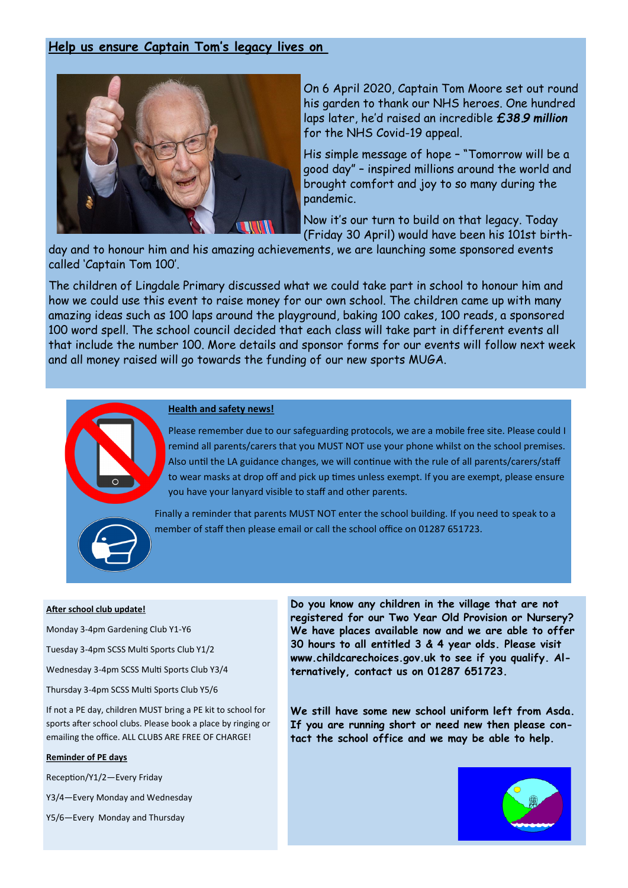## Help us ensure Captain Tom's legacy lives on

On 6 April 2020, Captain Tom Moore set out round his garden to thank our NHS heroes. One hundred laps later, he'd raised an incredible ***£38.9 million*** for the NHS Covid-19 appeal.

His simple message of hope – "Tomorrow will be a good day" – inspired millions around the world and brought comfort and joy to so many during the pandemic.

Now it's our turn to build on that legacy. Today (Friday 30 April) would have been his 101st birthday and to honour him and his amazing achievements, we are launching some sponsored events called 'Captain Tom 100'.

The children of Lingdale Primary discussed what we could take part in school to honour him and how we could use this event to raise money for our own school. The children came up with many amazing ideas such as 100 laps around the playground, baking 100 cakes, 100 reads, a sponsored 100 word spell. The school council decided that each class will take part in different events all that include the number 100. More details and sponsor forms for our events will follow next week and all money raised will go towards the funding of our new sports MUGA.

### Health and safety news!

Please remember due to our safeguarding protocols, we are a mobile free site. Please could I remind all parents/carers that you MUST NOT use your phone whilst on the school premises. Also until the LA guidance changes, we will continue with the rule of all parents/carers/staff to wear masks at drop off and pick up times unless exempt. If you are exempt, please ensure you have your lanyard visible to staff and other parents.

Finally a reminder that parents MUST NOT enter the school building. If you need to speak to a member of staff then please email or call the school office on 01287 651723.

### After school club update!

Monday 3-4pm Gardening Club Y1-Y6

Tuesday 3-4pm SCSS Multi Sports Club Y1/2

Wednesday 3-4pm SCSS Multi Sports Club Y3/4

Thursday 3-4pm SCSS Multi Sports Club Y5/6

If not a PE day, children MUST bring a PE kit to school for sports after school clubs. Please book a place by ringing or emailing the office. ALL CLUBS ARE FREE OF CHARGE!

### Reminder of PE days

Reception/Y1/2—Every Friday

Y3/4—Every Monday and Wednesday

Y5/6—Every Monday and Thursday

**Do you know any children in the village that are not registered for our Two Year Old Provision or Nursery? We have places available now and we are able to offer 30 hours to all entitled 3 & 4 year olds. Please visit www.childcarechoices.gov.uk to see if you qualify. Alternatively, contact us on 01287 651723.**

**We still have some new school uniform left from Asda. If you are running short or need new then please contact the school office and we may be able to help.**